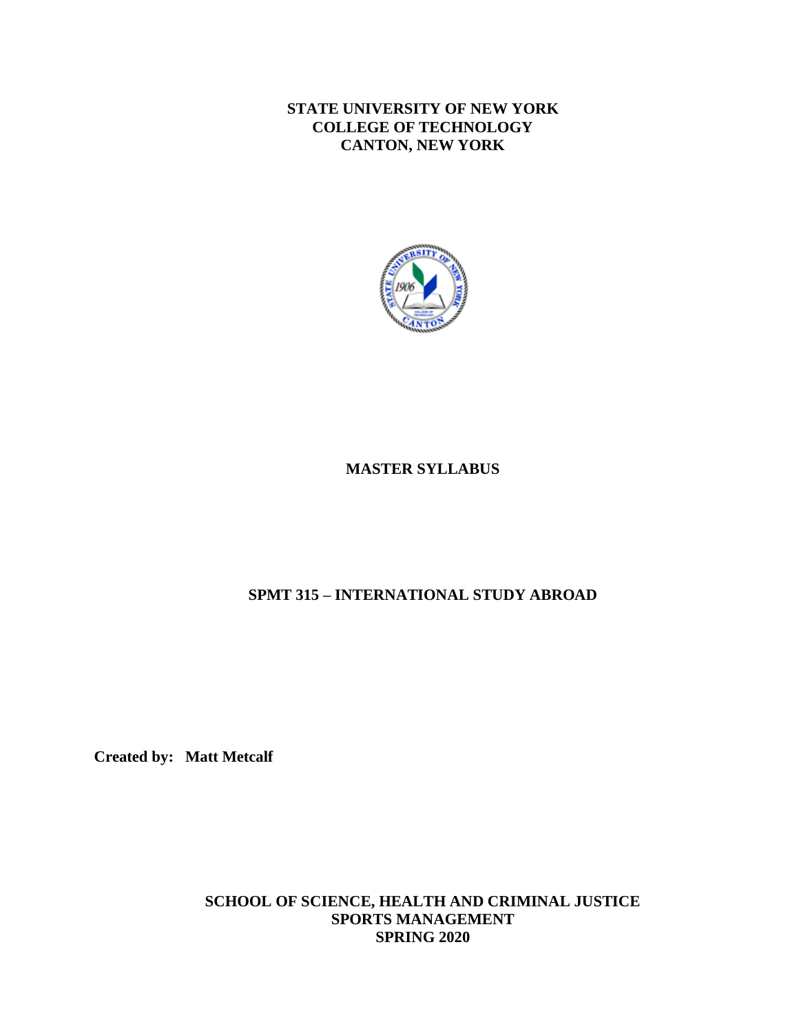**STATE UNIVERSITY OF NEW YORK**
**COLLEGE OF TECHNOLOGY**
**CANTON, NEW YORK**

# MASTER SYLLABUS

## SPMT 315 – INTERNATIONAL STUDY ABROAD

**Created by: Matt Metcalf**

**SCHOOL OF SCIENCE, HEALTH AND CRIMINAL JUSTICE**
**SPORTS MANAGEMENT**
**SPRING 2020**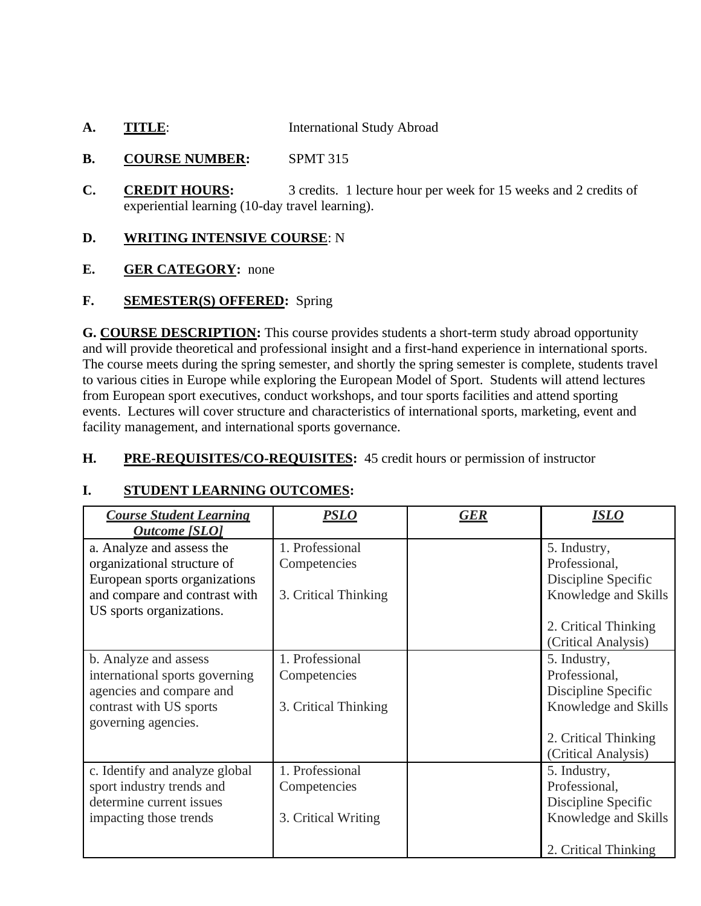**A.** **TITLE**: International Study Abroad

**B.** **COURSE NUMBER:** SPMT 315

**C.** **CREDIT HOURS:** 3 credits. 1 lecture hour per week for 15 weeks and 2 credits of experiential learning (10-day travel learning).

**D.** **WRITING INTENSIVE COURSE**: N

**E.** **GER CATEGORY:** none

**F.** **SEMESTER(S) OFFERED:** Spring

**G. COURSE DESCRIPTION:** This course provides students a short-term study abroad opportunity and will provide theoretical and professional insight and a first-hand experience in international sports. The course meets during the spring semester, and shortly the spring semester is complete, students travel to various cities in Europe while exploring the European Model of Sport. Students will attend lectures from European sport executives, conduct workshops, and tour sports facilities and attend sporting events. Lectures will cover structure and characteristics of international sports, marketing, event and facility management, and international sports governance.

**H.** **PRE-REQUISITES/CO-REQUISITES:** 45 credit hours or permission of instructor

**I.** **STUDENT LEARNING OUTCOMES:**

| ***Course Student Learning Outcome [SLO]*** | ***PSLO*** | ***GER*** | ***ISLO*** |
|---|---|---|---|
| a. Analyze and assess the organizational structure of European sports organizations and compare and contrast with US sports organizations. | 1. Professional Competencies<br><br>3. Critical Thinking | | 5. Industry, Professional, Discipline Specific Knowledge and Skills<br><br>2. Critical Thinking (Critical Analysis) |
| b. Analyze and assess international sports governing agencies and compare and contrast with US sports governing agencies. | 1. Professional Competencies<br><br>3. Critical Thinking | | 5. Industry, Professional, Discipline Specific Knowledge and Skills<br><br>2. Critical Thinking (Critical Analysis) |
| c. Identify and analyze global sport industry trends and determine current issues impacting those trends | 1. Professional Competencies<br><br>3. Critical Writing | | 5. Industry, Professional, Discipline Specific Knowledge and Skills<br><br>2. Critical Thinking |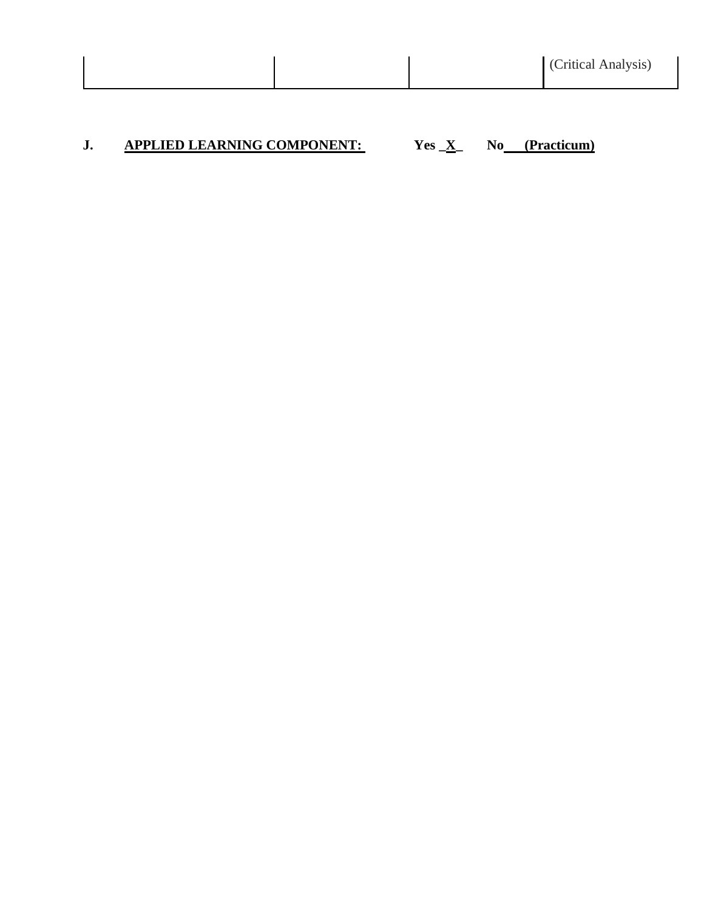| | | | |
|---|---|---|---|
| | | | (Critical Analysis) |

**J. APPLIED LEARNING COMPONENT:** **Yes _X_ No___ (Practicum)**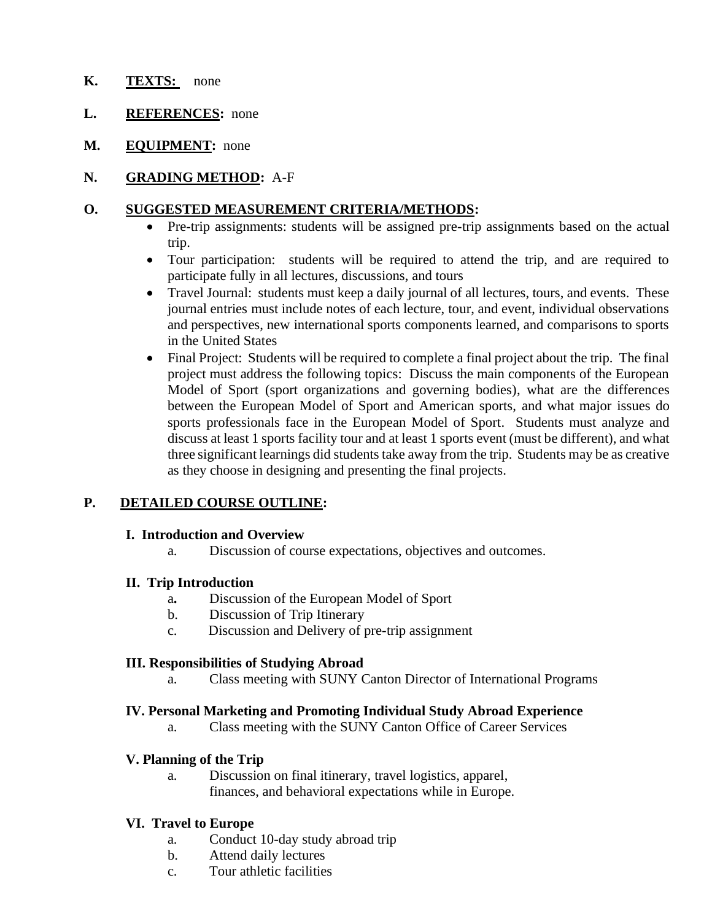**K.** **TEXTS:** none

**L.** **REFERENCES:** none

**M.** **EQUIPMENT:** none

**N.** **GRADING METHOD:** A-F

**O.** **SUGGESTED MEASUREMENT CRITERIA/METHODS:**

- Pre-trip assignments: students will be assigned pre-trip assignments based on the actual trip.
- Tour participation: students will be required to attend the trip, and are required to participate fully in all lectures, discussions, and tours
- Travel Journal: students must keep a daily journal of all lectures, tours, and events. These journal entries must include notes of each lecture, tour, and event, individual observations and perspectives, new international sports components learned, and comparisons to sports in the United States
- Final Project: Students will be required to complete a final project about the trip. The final project must address the following topics: Discuss the main components of the European Model of Sport (sport organizations and governing bodies), what are the differences between the European Model of Sport and American sports, and what major issues do sports professionals face in the European Model of Sport. Students must analyze and discuss at least 1 sports facility tour and at least 1 sports event (must be different), and what three significant learnings did students take away from the trip. Students may be as creative as they choose in designing and presenting the final projects.

**P.** **DETAILED COURSE OUTLINE:**

**I. Introduction and Overview**

a. Discussion of course expectations, objectives and outcomes.

**II. Trip Introduction**

a. Discussion of the European Model of Sport
b. Discussion of Trip Itinerary
c. Discussion and Delivery of pre-trip assignment

**III. Responsibilities of Studying Abroad**

a. Class meeting with SUNY Canton Director of International Programs

**IV. Personal Marketing and Promoting Individual Study Abroad Experience**

a. Class meeting with the SUNY Canton Office of Career Services

**V. Planning of the Trip**

a. Discussion on final itinerary, travel logistics, apparel, finances, and behavioral expectations while in Europe.

**VI. Travel to Europe**

a. Conduct 10-day study abroad trip
b. Attend daily lectures
c. Tour athletic facilities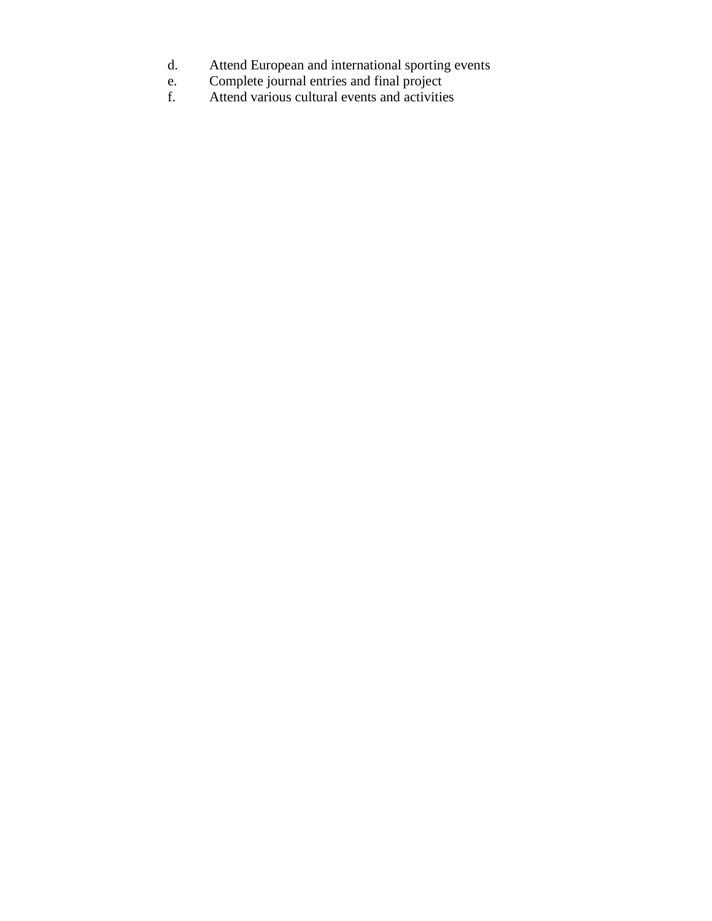d. Attend European and international sporting events
e. Complete journal entries and final project
f. Attend various cultural events and activities